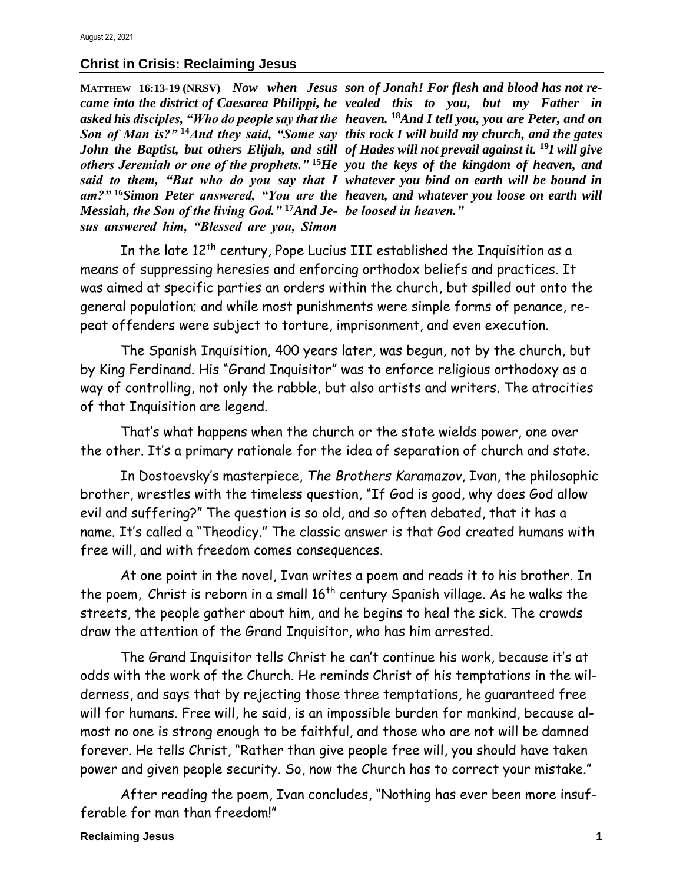August 22, 2021

## Christ in Crisis: Reclaiming Jesus

**MATTHEW 16:13-19 (NRSV)** ***Now when Jesus came into the district of Caesarea Philippi, he asked his disciples, "Who do people say that the Son of Man is?"*** [14] ***And they said, "Some say John the Baptist, but others Elijah, and still others Jeremiah or one of the prophets."*** [15] ***He said to them, "But who do you say that I am?"*** [16] ***Simon Peter answered, "You are the Messiah, the Son of the living God."*** [17] ***And Jesus answered him, "Blessed are you, Simon son of Jonah! For flesh and blood has not revealed this to you, but my Father in heaven.*** [18] ***And I tell you, you are Peter, and on this rock I will build my church, and the gates of Hades will not prevail against it.*** [19] ***I will give you the keys of the kingdom of heaven, and whatever you bind on earth will be bound in heaven, and whatever you loose on earth will be loosed in heaven."***

In the late 12th century, Pope Lucius III established the Inquisition as a means of suppressing heresies and enforcing orthodox beliefs and practices. It was aimed at specific parties an orders within the church, but spilled out onto the general population; and while most punishments were simple forms of penance, repeat offenders were subject to torture, imprisonment, and even execution.

The Spanish Inquisition, 400 years later, was begun, not by the church, but by King Ferdinand. His "Grand Inquisitor" was to enforce religious orthodoxy as a way of controlling, not only the rabble, but also artists and writers. The atrocities of that Inquisition are legend.

That's what happens when the church or the state wields power, one over the other. It's a primary rationale for the idea of separation of church and state.

In Dostoevsky's masterpiece, *The Brothers Karamazov*, Ivan, the philosophic brother, wrestles with the timeless question, "If God is good, why does God allow evil and suffering?" The question is so old, and so often debated, that it has a name. It's called a "Theodicy." The classic answer is that God created humans with free will, and with freedom comes consequences.

At one point in the novel, Ivan writes a poem and reads it to his brother. In the poem, Christ is reborn in a small 16th century Spanish village. As he walks the streets, the people gather about him, and he begins to heal the sick. The crowds draw the attention of the Grand Inquisitor, who has him arrested.

The Grand Inquisitor tells Christ he can't continue his work, because it's at odds with the work of the Church. He reminds Christ of his temptations in the wilderness, and says that by rejecting those three temptations, he guaranteed free will for humans. Free will, he said, is an impossible burden for mankind, because almost no one is strong enough to be faithful, and those who are not will be damned forever. He tells Christ, "Rather than give people free will, you should have taken power and given people security. So, now the Church has to correct your mistake."

After reading the poem, Ivan concludes, "Nothing has ever been more insufferable for man than freedom!"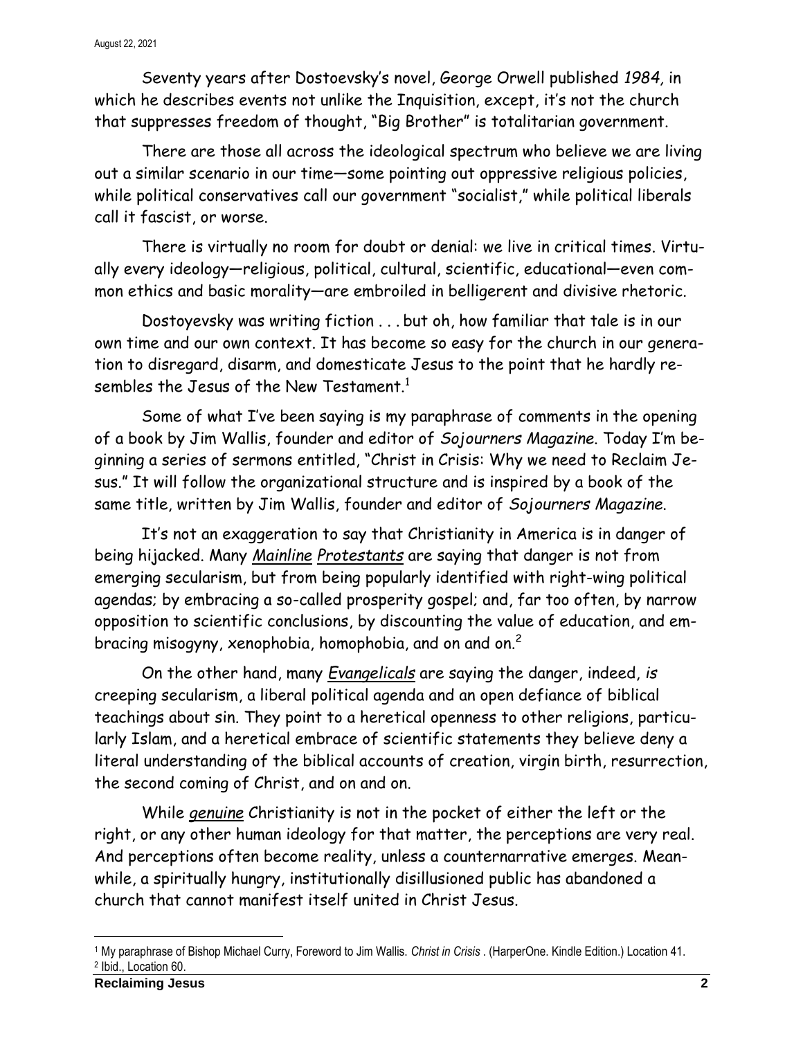Seventy years after Dostoevsky's novel, George Orwell published *1984,* in which he describes events not unlike the Inquisition, except, it's not the church that suppresses freedom of thought, "Big Brother" is totalitarian government.

There are those all across the ideological spectrum who believe we are living out a similar scenario in our time—some pointing out oppressive religious policies, while political conservatives call our government "socialist," while political liberals call it fascist, or worse.

There is virtually no room for doubt or denial: we live in critical times. Virtually every ideology—religious, political, cultural, scientific, educational—even common ethics and basic morality—are embroiled in belligerent and divisive rhetoric.

Dostoyevsky was writing fiction . . . but oh, how familiar that tale is in our own time and our own context. It has become so easy for the church in our generation to disregard, disarm, and domesticate Jesus to the point that he hardly resembles the Jesus of the New Testament.[1]

Some of what I've been saying is my paraphrase of comments in the opening of a book by Jim Wallis, founder and editor of *Sojourners Magazine*. Today I'm beginning a series of sermons entitled, "Christ in Crisis: Why we need to Reclaim Jesus." It will follow the organizational structure and is inspired by a book of the same title, written by Jim Wallis, founder and editor of *Sojourners Magazine*.

It's not an exaggeration to say that Christianity in America is in danger of being hijacked. Many *<u>Mainline</u> <u>Protestants</u>* are saying that danger is not from emerging secularism, but from being popularly identified with right-wing political agendas; by embracing a so-called prosperity gospel; and, far too often, by narrow opposition to scientific conclusions, by discounting the value of education, and embracing misogyny, xenophobia, homophobia, and on and on.[2]

On the other hand, many *<u>Evangelicals</u>* are saying the danger, indeed, *is* creeping secularism, a liberal political agenda and an open defiance of biblical teachings about sin. They point to a heretical openness to other religions, particularly Islam, and a heretical embrace of scientific statements they believe deny a literal understanding of the biblical accounts of creation, virgin birth, resurrection, the second coming of Christ, and on and on.

While *<u>genuine</u>* Christianity is not in the pocket of either the left or the right, or any other human ideology for that matter, the perceptions are very real. And perceptions often become reality, unless a counternarrative emerges. Meanwhile, a spiritually hungry, institutionally disillusioned public has abandoned a church that cannot manifest itself united in Christ Jesus.

---

[1] My paraphrase of Bishop Michael Curry, Foreword to Jim Wallis. *Christ in Crisis* . (HarperOne. Kindle Edition.) Location 41.
[2] Ibid., Location 60.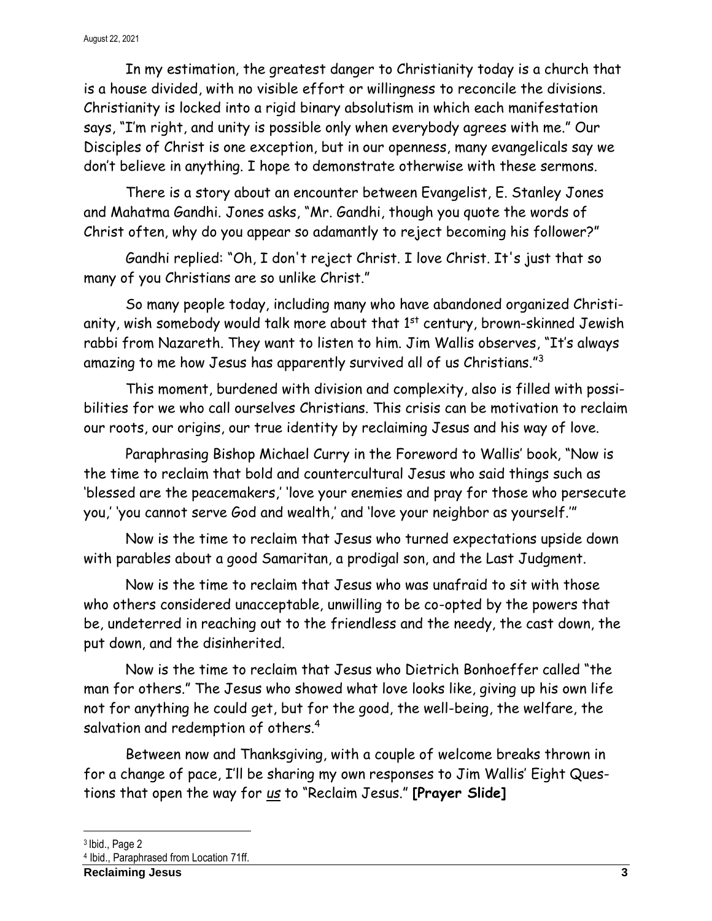In my estimation, the greatest danger to Christianity today is a church that is a house divided, with no visible effort or willingness to reconcile the divisions. Christianity is locked into a rigid binary absolutism in which each manifestation says, "I'm right, and unity is possible only when everybody agrees with me." Our Disciples of Christ is one exception, but in our openness, many evangelicals say we don't believe in anything. I hope to demonstrate otherwise with these sermons.

There is a story about an encounter between Evangelist, E. Stanley Jones and Mahatma Gandhi. Jones asks, "Mr. Gandhi, though you quote the words of Christ often, why do you appear so adamantly to reject becoming his follower?"

Gandhi replied: "Oh, I don't reject Christ. I love Christ. It's just that so many of you Christians are so unlike Christ."

So many people today, including many who have abandoned organized Christianity, wish somebody would talk more about that 1st century, brown-skinned Jewish rabbi from Nazareth. They want to listen to him. Jim Wallis observes, "It's always amazing to me how Jesus has apparently survived all of us Christians."[3]

This moment, burdened with division and complexity, also is filled with possibilities for we who call ourselves Christians. This crisis can be motivation to reclaim our roots, our origins, our true identity by reclaiming Jesus and his way of love.

Paraphrasing Bishop Michael Curry in the Foreword to Wallis' book, "Now is the time to reclaim that bold and countercultural Jesus who said things such as 'blessed are the peacemakers,' 'love your enemies and pray for those who persecute you,' 'you cannot serve God and wealth,' and 'love your neighbor as yourself.'"

Now is the time to reclaim that Jesus who turned expectations upside down with parables about a good Samaritan, a prodigal son, and the Last Judgment.

Now is the time to reclaim that Jesus who was unafraid to sit with those who others considered unacceptable, unwilling to be co-opted by the powers that be, undeterred in reaching out to the friendless and the needy, the cast down, the put down, and the disinherited.

Now is the time to reclaim that Jesus who Dietrich Bonhoeffer called "the man for others." The Jesus who showed what love looks like, giving up his own life not for anything he could get, but for the good, the well-being, the welfare, the salvation and redemption of others.[4]

Between now and Thanksgiving, with a couple of welcome breaks thrown in for a change of pace, I'll be sharing my own responses to Jim Wallis' Eight Questions that open the way for _us_ to "Reclaim Jesus." **[Prayer Slide]**

---

[3] Ibid., Page 2

[4] Ibid., Paraphrased from Location 71ff.